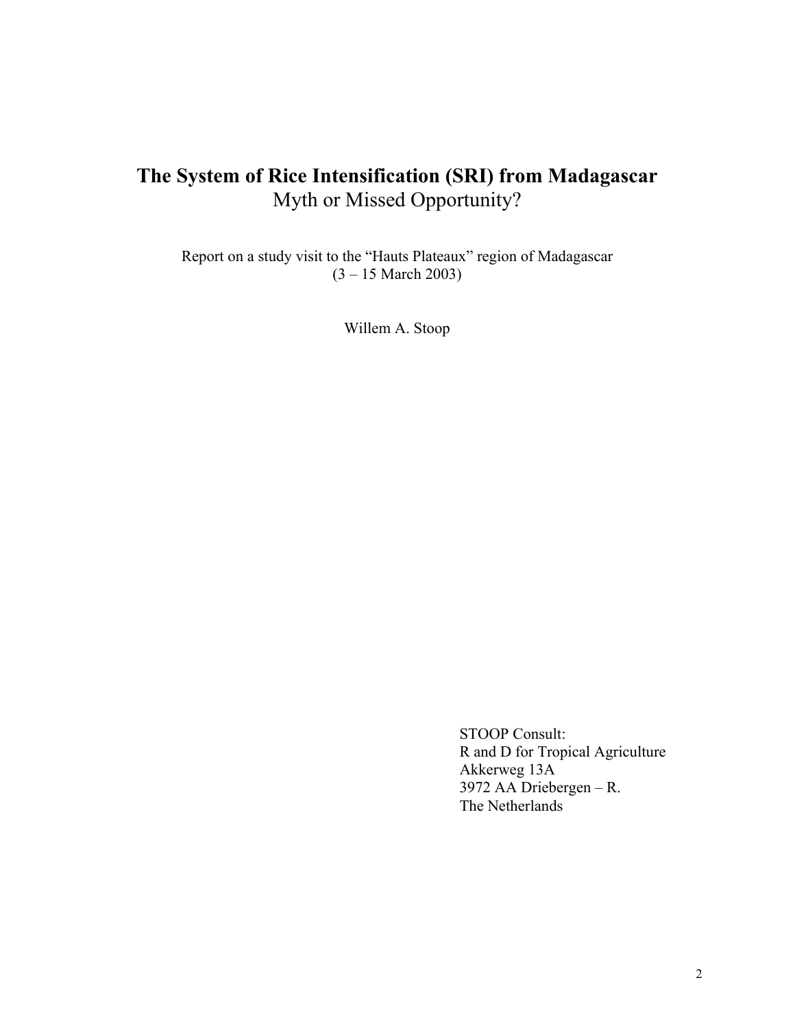# The System of Rice Intensification (SRI) from Madagascar

Myth or Missed Opportunity?

Report on a study visit to the "Hauts Plateaux" region of Madagascar
(3 – 15 March 2003)

Willem A. Stoop

STOOP Consult:
R and D for Tropical Agriculture
Akkerweg 13A
3972 AA Driebergen – R.
The Netherlands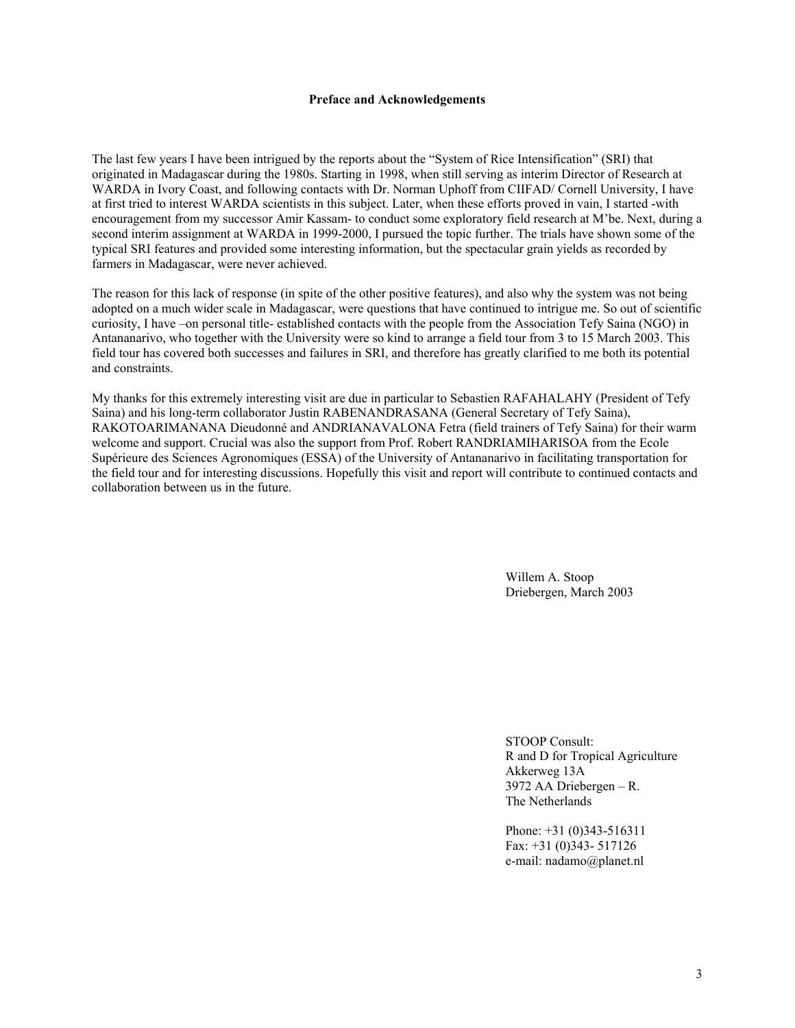### Preface and Acknowledgements

The last few years I have been intrigued by the reports about the "System of Rice Intensification" (SRI) that originated in Madagascar during the 1980s. Starting in 1998, when still serving as interim Director of Research at WARDA in Ivory Coast, and following contacts with Dr. Norman Uphoff from CIIFAD/ Cornell University, I have at first tried to interest WARDA scientists in this subject. Later, when these efforts proved in vain, I started -with encouragement from my successor Amir Kassam- to conduct some exploratory field research at M'be. Next, during a second interim assignment at WARDA in 1999-2000, I pursued the topic further. The trials have shown some of the typical SRI features and provided some interesting information, but the spectacular grain yields as recorded by farmers in Madagascar, were never achieved.

The reason for this lack of response (in spite of the other positive features), and also why the system was not being adopted on a much wider scale in Madagascar, were questions that have continued to intrigue me. So out of scientific curiosity, I have –on personal title- established contacts with the people from the Association Tefy Saina (NGO) in Antananarivo, who together with the University were so kind to arrange a field tour from 3 to 15 March 2003. This field tour has covered both successes and failures in SRI, and therefore has greatly clarified to me both its potential and constraints.

My thanks for this extremely interesting visit are due in particular to Sebastien RAFAHALAHY (President of Tefy Saina) and his long-term collaborator Justin RABENANDRASANA (General Secretary of Tefy Saina), RAKOTOARIMANANA Dieudonné and ANDRIANAVALONA Fetra (field trainers of Tefy Saina) for their warm welcome and support. Crucial was also the support from Prof. Robert RANDRIAMIHARISOA from the Ecole Supérieure des Sciences Agronomiques (ESSA) of the University of Antananarivo in facilitating transportation for the field tour and for interesting discussions. Hopefully this visit and report will contribute to continued contacts and collaboration between us in the future.

Willem A. Stoop
Driebergen, March 2003

STOOP Consult:
R and D for Tropical Agriculture
Akkerweg 13A
3972 AA Driebergen – R.
The Netherlands

Phone: +31 (0)343-516311
Fax: +31 (0)343- 517126
e-mail: nadamo@planet.nl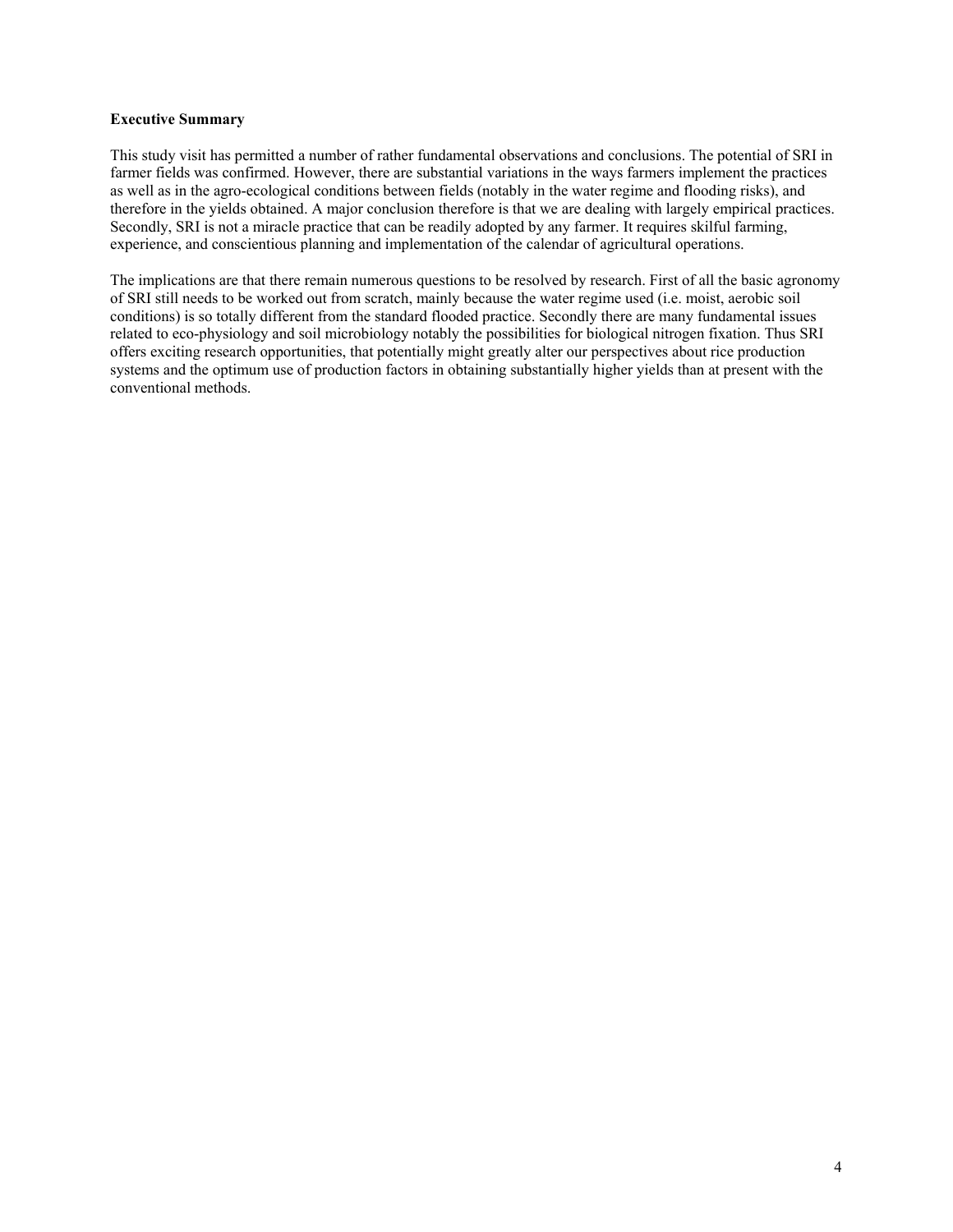**Executive Summary**

This study visit has permitted a number of rather fundamental observations and conclusions. The potential of SRI in farmer fields was confirmed. However, there are substantial variations in the ways farmers implement the practices as well as in the agro-ecological conditions between fields (notably in the water regime and flooding risks), and therefore in the yields obtained. A major conclusion therefore is that we are dealing with largely empirical practices. Secondly, SRI is not a miracle practice that can be readily adopted by any farmer. It requires skilful farming, experience, and conscientious planning and implementation of the calendar of agricultural operations.

The implications are that there remain numerous questions to be resolved by research. First of all the basic agronomy of SRI still needs to be worked out from scratch, mainly because the water regime used (i.e. moist, aerobic soil conditions) is so totally different from the standard flooded practice. Secondly there are many fundamental issues related to eco-physiology and soil microbiology notably the possibilities for biological nitrogen fixation. Thus SRI offers exciting research opportunities, that potentially might greatly alter our perspectives about rice production systems and the optimum use of production factors in obtaining substantially higher yields than at present with the conventional methods.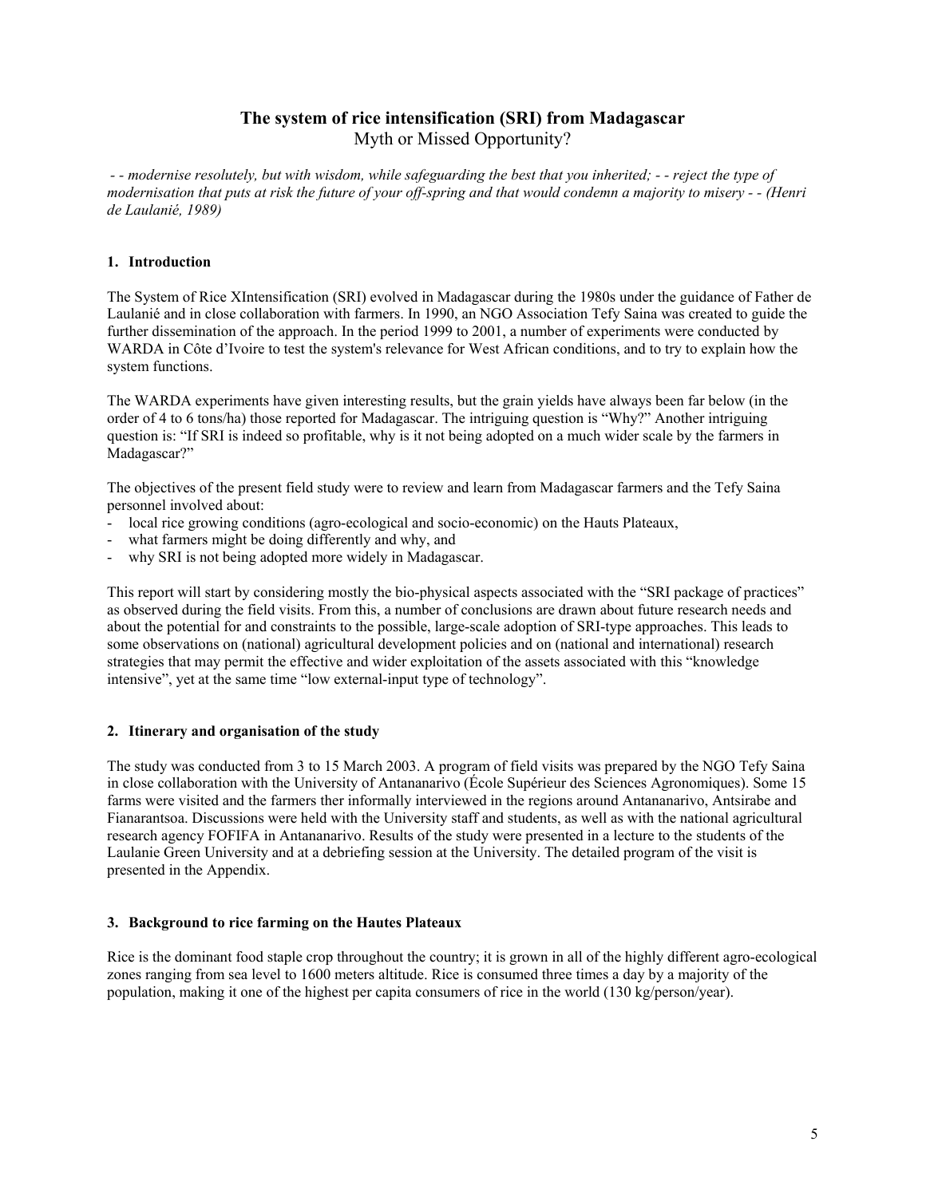# The system of rice intensification (SRI) from Madagascar

Myth or Missed Opportunity?

*- - modernise resolutely, but with wisdom, while safeguarding the best that you inherited; - - reject the type of modernisation that puts at risk the future of your off-spring and that would condemn a majority to misery - - (Henri de Laulanié, 1989)*

## 1. Introduction

The System of Rice XIntensification (SRI) evolved in Madagascar during the 1980s under the guidance of Father de Laulanié and in close collaboration with farmers. In 1990, an NGO Association Tefy Saina was created to guide the further dissemination of the approach. In the period 1999 to 2001, a number of experiments were conducted by WARDA in Côte d'Ivoire to test the system's relevance for West African conditions, and to try to explain how the system functions.

The WARDA experiments have given interesting results, but the grain yields have always been far below (in the order of 4 to 6 tons/ha) those reported for Madagascar. The intriguing question is "Why?" Another intriguing question is: "If SRI is indeed so profitable, why is it not being adopted on a much wider scale by the farmers in Madagascar?"

The objectives of the present field study were to review and learn from Madagascar farmers and the Tefy Saina personnel involved about:

- local rice growing conditions (agro-ecological and socio-economic) on the Hauts Plateaux,
- what farmers might be doing differently and why, and
- why SRI is not being adopted more widely in Madagascar.

This report will start by considering mostly the bio-physical aspects associated with the "SRI package of practices" as observed during the field visits. From this, a number of conclusions are drawn about future research needs and about the potential for and constraints to the possible, large-scale adoption of SRI-type approaches. This leads to some observations on (national) agricultural development policies and on (national and international) research strategies that may permit the effective and wider exploitation of the assets associated with this "knowledge intensive", yet at the same time "low external-input type of technology".

## 2. Itinerary and organisation of the study

The study was conducted from 3 to 15 March 2003. A program of field visits was prepared by the NGO Tefy Saina in close collaboration with the University of Antananarivo (École Supérieur des Sciences Agronomiques). Some 15 farms were visited and the farmers ther informally interviewed in the regions around Antananarivo, Antsirabe and Fianarantsoa. Discussions were held with the University staff and students, as well as with the national agricultural research agency FOFIFA in Antananarivo. Results of the study were presented in a lecture to the students of the Laulanie Green University and at a debriefing session at the University. The detailed program of the visit is presented in the Appendix.

## 3. Background to rice farming on the Hautes Plateaux

Rice is the dominant food staple crop throughout the country; it is grown in all of the highly different agro-ecological zones ranging from sea level to 1600 meters altitude. Rice is consumed three times a day by a majority of the population, making it one of the highest per capita consumers of rice in the world (130 kg/person/year).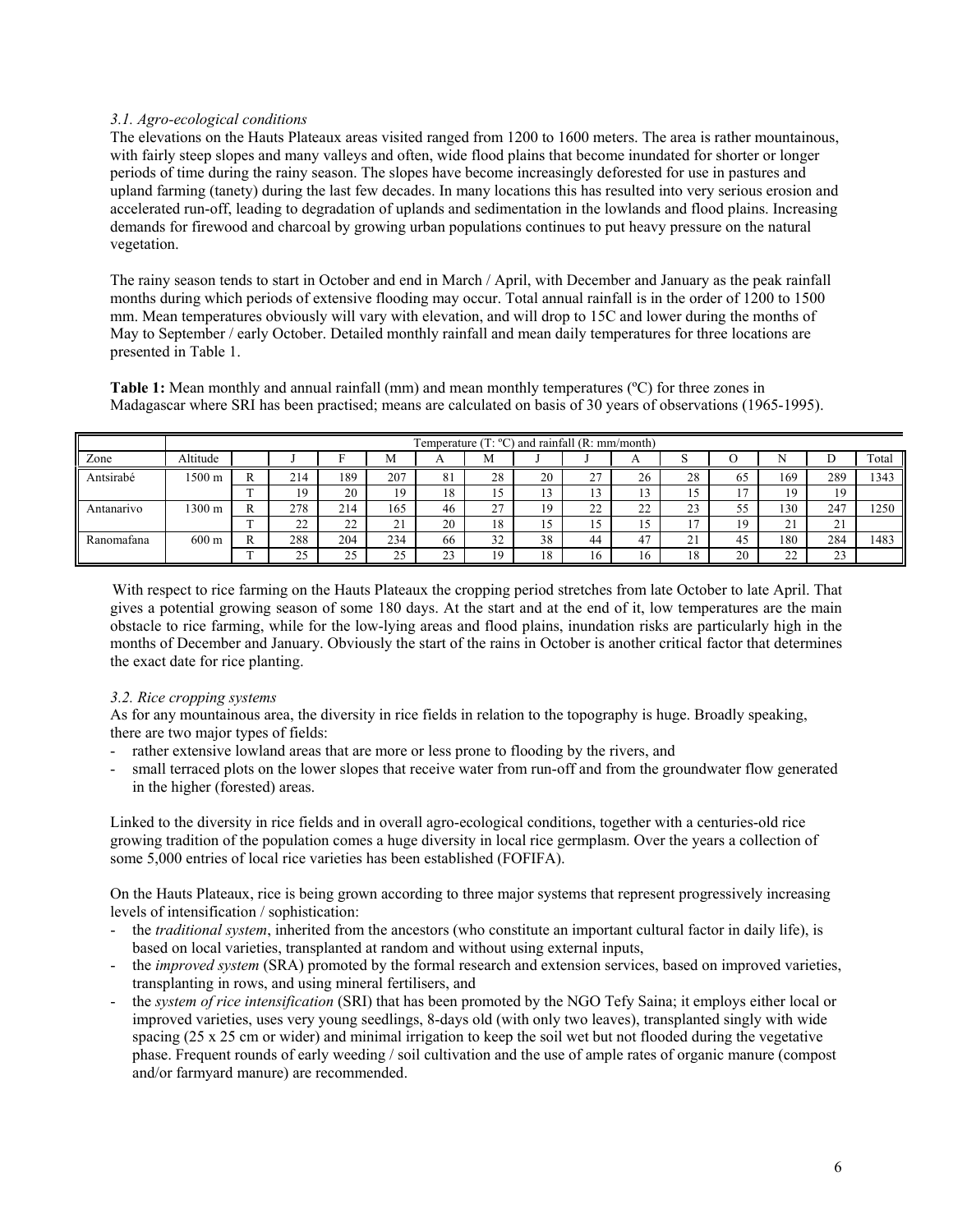### *3.1. Agro-ecological conditions*

The elevations on the Hauts Plateaux areas visited ranged from 1200 to 1600 meters. The area is rather mountainous, with fairly steep slopes and many valleys and often, wide flood plains that become inundated for shorter or longer periods of time during the rainy season. The slopes have become increasingly deforested for use in pastures and upland farming (tanety) during the last few decades. In many locations this has resulted into very serious erosion and accelerated run-off, leading to degradation of uplands and sedimentation in the lowlands and flood plains. Increasing demands for firewood and charcoal by growing urban populations continues to put heavy pressure on the natural vegetation.

The rainy season tends to start in October and end in March / April, with December and January as the peak rainfall months during which periods of extensive flooding may occur. Total annual rainfall is in the order of 1200 to 1500 mm. Mean temperatures obviously will vary with elevation, and will drop to 15C and lower during the months of May to September / early October. Detailed monthly rainfall and mean daily temperatures for three locations are presented in Table 1.

**Table 1:** Mean monthly and annual rainfall (mm) and mean monthly temperatures (ºC) for three zones in Madagascar where SRI has been practised; means are calculated on basis of 30 years of observations (1965-1995).

| | Temperature (T: ºC) and rainfall (R: mm/month) | | | | | | | | | | | | | | |
|---|---|---|---|---|---|---|---|---|---|---|---|---|---|---|---|
| Zone | Altitude | | J | F | M | A | M | J | J | A | S | O | N | D | Total |
| Antsirabé | 1500 m | R | 214 | 189 | 207 | 81 | 28 | 20 | 27 | 26 | 28 | 65 | 169 | 289 | 1343 |
| | | T | 19 | 20 | 19 | 18 | 15 | 13 | 13 | 13 | 15 | 17 | 19 | 19 | |
| Antanarivo | 1300 m | R | 278 | 214 | 165 | 46 | 27 | 19 | 22 | 22 | 23 | 55 | 130 | 247 | 1250 |
| | | T | 22 | 22 | 21 | 20 | 18 | 15 | 15 | 15 | 17 | 19 | 21 | 21 | |
| Ranomafana | 600 m | R | 288 | 204 | 234 | 66 | 32 | 38 | 44 | 47 | 21 | 45 | 180 | 284 | 1483 |
| | | T | 25 | 25 | 25 | 23 | 19 | 18 | 16 | 16 | 18 | 20 | 22 | 23 | |

With respect to rice farming on the Hauts Plateaux the cropping period stretches from late October to late April. That gives a potential growing season of some 180 days. At the start and at the end of it, low temperatures are the main obstacle to rice farming, while for the low-lying areas and flood plains, inundation risks are particularly high in the months of December and January. Obviously the start of the rains in October is another critical factor that determines the exact date for rice planting.

### *3.2. Rice cropping systems*

As for any mountainous area, the diversity in rice fields in relation to the topography is huge. Broadly speaking, there are two major types of fields:

- rather extensive lowland areas that are more or less prone to flooding by the rivers, and
- small terraced plots on the lower slopes that receive water from run-off and from the groundwater flow generated in the higher (forested) areas.

Linked to the diversity in rice fields and in overall agro-ecological conditions, together with a centuries-old rice growing tradition of the population comes a huge diversity in local rice germplasm. Over the years a collection of some 5,000 entries of local rice varieties has been established (FOFIFA).

On the Hauts Plateaux, rice is being grown according to three major systems that represent progressively increasing levels of intensification / sophistication:

- the *traditional system*, inherited from the ancestors (who constitute an important cultural factor in daily life), is based on local varieties, transplanted at random and without using external inputs,
- the *improved system* (SRA) promoted by the formal research and extension services, based on improved varieties, transplanting in rows, and using mineral fertilisers, and
- the *system of rice intensification* (SRI) that has been promoted by the NGO Tefy Saina; it employs either local or improved varieties, uses very young seedlings, 8-days old (with only two leaves), transplanted singly with wide spacing (25 x 25 cm or wider) and minimal irrigation to keep the soil wet but not flooded during the vegetative phase. Frequent rounds of early weeding / soil cultivation and the use of ample rates of organic manure (compost and/or farmyard manure) are recommended.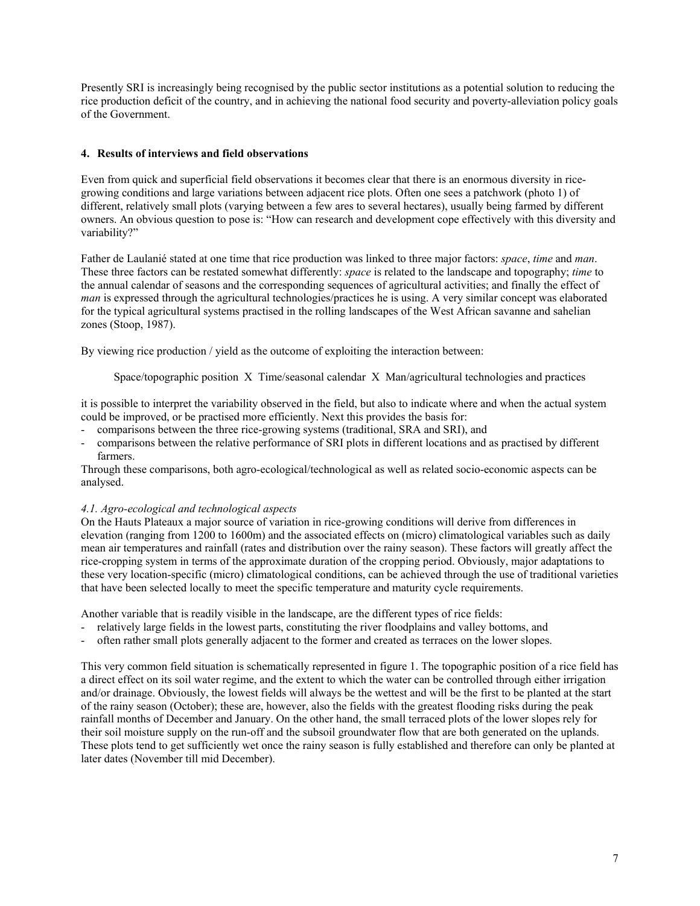Presently SRI is increasingly being recognised by the public sector institutions as a potential solution to reducing the rice production deficit of the country, and in achieving the national food security and poverty-alleviation policy goals of the Government.

## 4. Results of interviews and field observations

Even from quick and superficial field observations it becomes clear that there is an enormous diversity in rice-growing conditions and large variations between adjacent rice plots. Often one sees a patchwork (photo 1) of different, relatively small plots (varying between a few ares to several hectares), usually being farmed by different owners. An obvious question to pose is: "How can research and development cope effectively with this diversity and variability?"

Father de Laulanié stated at one time that rice production was linked to three major factors: *space*, *time* and *man*. These three factors can be restated somewhat differently: *space* is related to the landscape and topography; *time* to the annual calendar of seasons and the corresponding sequences of agricultural activities; and finally the effect of *man* is expressed through the agricultural technologies/practices he is using. A very similar concept was elaborated for the typical agricultural systems practised in the rolling landscapes of the West African savanne and sahelian zones (Stoop, 1987).

By viewing rice production / yield as the outcome of exploiting the interaction between:

Space/topographic position X Time/seasonal calendar X Man/agricultural technologies and practices

it is possible to interpret the variability observed in the field, but also to indicate where and when the actual system could be improved, or be practised more efficiently. Next this provides the basis for:

- comparisons between the three rice-growing systems (traditional, SRA and SRI), and
- comparisons between the relative performance of SRI plots in different locations and as practised by different farmers.

Through these comparisons, both agro-ecological/technological as well as related socio-economic aspects can be analysed.

### *4.1. Agro-ecological and technological aspects*

On the Hauts Plateaux a major source of variation in rice-growing conditions will derive from differences in elevation (ranging from 1200 to 1600m) and the associated effects on (micro) climatological variables such as daily mean air temperatures and rainfall (rates and distribution over the rainy season). These factors will greatly affect the rice-cropping system in terms of the approximate duration of the cropping period. Obviously, major adaptations to these very location-specific (micro) climatological conditions, can be achieved through the use of traditional varieties that have been selected locally to meet the specific temperature and maturity cycle requirements.

Another variable that is readily visible in the landscape, are the different types of rice fields:

- relatively large fields in the lowest parts, constituting the river floodplains and valley bottoms, and
- often rather small plots generally adjacent to the former and created as terraces on the lower slopes.

This very common field situation is schematically represented in figure 1. The topographic position of a rice field has a direct effect on its soil water regime, and the extent to which the water can be controlled through either irrigation and/or drainage. Obviously, the lowest fields will always be the wettest and will be the first to be planted at the start of the rainy season (October); these are, however, also the fields with the greatest flooding risks during the peak rainfall months of December and January. On the other hand, the small terraced plots of the lower slopes rely for their soil moisture supply on the run-off and the subsoil groundwater flow that are both generated on the uplands. These plots tend to get sufficiently wet once the rainy season is fully established and therefore can only be planted at later dates (November till mid December).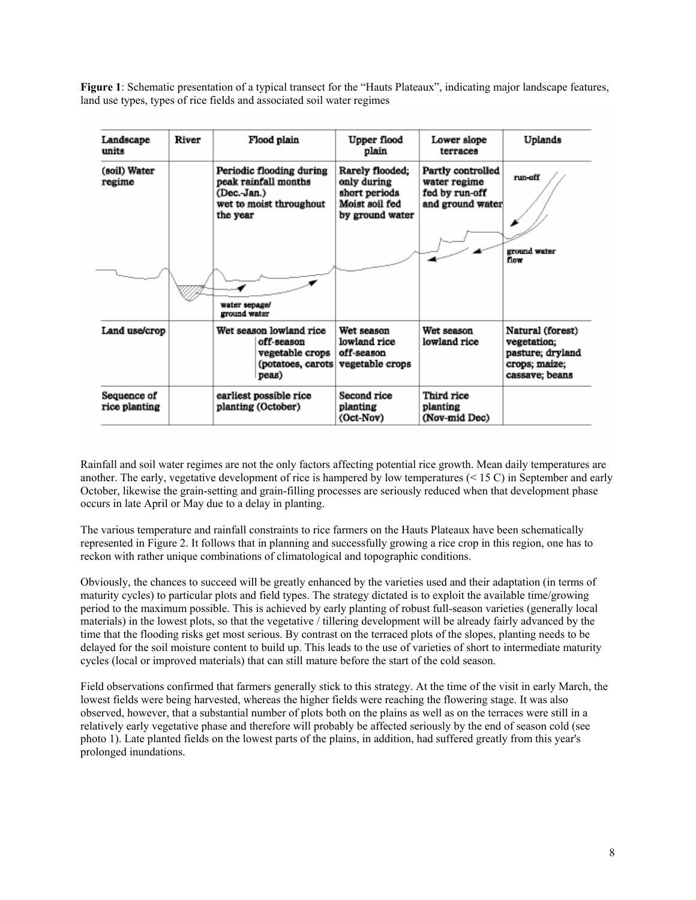**Figure 1**: Schematic presentation of a typical transect for the "Hauts Plateaux", indicating major landscape features, land use types, types of rice fields and associated soil water regimes

| Landscape units | River | Flood plain | Upper flood plain | Lower slope terraces | Uplands |
|---|---|---|---|---|---|
| (soil) Water regime | | Periodic flooding during peak rainfall months (Dec.-Jan.) wet to moist throughout the year | Rarely flooded; only during short periods Moist soil fed by ground water | Partly controlled water regime fed by run-off and ground water | run-off |
| | | water sepage/ ground water | | | ground water flow |
| Land use/crop | | Wet season lowland rice off-season vegetable crops (potatoes, carots peas) | Wet season lowland rice off-season vegetable crops | Wet season lowland rice | Natural (forest) vegetation; pasture; dryland crops; maize; cassave; beans |
| Sequence of rice planting | | earliest possible rice planting (October) | Second rice planting (Oct-Nov) | Third rice planting (Nov-mid Dec) | |

Rainfall and soil water regimes are not the only factors affecting potential rice growth. Mean daily temperatures are another. The early, vegetative development of rice is hampered by low temperatures (< 15 C) in September and early October, likewise the grain-setting and grain-filling processes are seriously reduced when that development phase occurs in late April or May due to a delay in planting.

The various temperature and rainfall constraints to rice farmers on the Hauts Plateaux have been schematically represented in Figure 2. It follows that in planning and successfully growing a rice crop in this region, one has to reckon with rather unique combinations of climatological and topographic conditions.

Obviously, the chances to succeed will be greatly enhanced by the varieties used and their adaptation (in terms of maturity cycles) to particular plots and field types. The strategy dictated is to exploit the available time/growing period to the maximum possible. This is achieved by early planting of robust full-season varieties (generally local materials) in the lowest plots, so that the vegetative / tillering development will be already fairly advanced by the time that the flooding risks get most serious. By contrast on the terraced plots of the slopes, planting needs to be delayed for the soil moisture content to build up. This leads to the use of varieties of short to intermediate maturity cycles (local or improved materials) that can still mature before the start of the cold season.

Field observations confirmed that farmers generally stick to this strategy. At the time of the visit in early March, the lowest fields were being harvested, whereas the higher fields were reaching the flowering stage. It was also observed, however, that a substantial number of plots both on the plains as well as on the terraces were still in a relatively early vegetative phase and therefore will probably be affected seriously by the end of season cold (see photo 1). Late planted fields on the lowest parts of the plains, in addition, had suffered greatly from this year's prolonged inundations.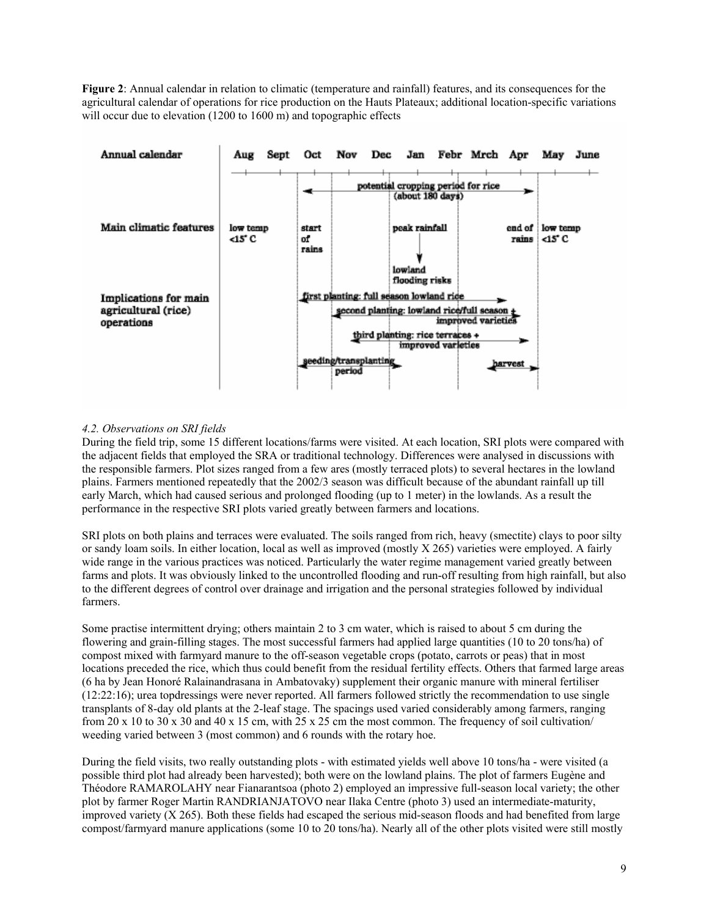**Figure 2**: Annual calendar in relation to climatic (temperature and rainfall) features, and its consequences for the agricultural calendar of operations for rice production on the Hauts Plateaux; additional location-specific variations will occur due to elevation (1200 to 1600 m) and topographic effects

| Annual calendar | Aug | Sept | Oct | Nov | Dec | Jan | Febr | Mrch | Apr | May | June |
|---|---|---|---|---|---|---|---|---|---|---|---|
| | | | potential cropping period for rice (about 180 days) | | | | | | | | |
| Main climatic features | low temp <15° C | | start of rains | | | peak rainfall → lowland flooding risks | | | end of rains | low temp <15° C | |
| Implications for main agricultural (rice) operations | | | first planting: full season lowland rice | | | | | | | | |
| | | | | second planting: lowland rice/full season + improved varieties | | | | | | | |
| | | | | third planting: rice terraces + improved varieties | | | | | | | |
| | | | seeding/transplanting period | | | | | | harvest | | |

*4.2. Observations on SRI fields*

During the field trip, some 15 different locations/farms were visited. At each location, SRI plots were compared with the adjacent fields that employed the SRA or traditional technology. Differences were analysed in discussions with the responsible farmers. Plot sizes ranged from a few ares (mostly terraced plots) to several hectares in the lowland plains. Farmers mentioned repeatedly that the 2002/3 season was difficult because of the abundant rainfall up till early March, which had caused serious and prolonged flooding (up to 1 meter) in the lowlands. As a result the performance in the respective SRI plots varied greatly between farmers and locations.

SRI plots on both plains and terraces were evaluated. The soils ranged from rich, heavy (smectite) clays to poor silty or sandy loam soils. In either location, local as well as improved (mostly X 265) varieties were employed. A fairly wide range in the various practices was noticed. Particularly the water regime management varied greatly between farms and plots. It was obviously linked to the uncontrolled flooding and run-off resulting from high rainfall, but also to the different degrees of control over drainage and irrigation and the personal strategies followed by individual farmers.

Some practise intermittent drying; others maintain 2 to 3 cm water, which is raised to about 5 cm during the flowering and grain-filling stages. The most successful farmers had applied large quantities (10 to 20 tons/ha) of compost mixed with farmyard manure to the off-season vegetable crops (potato, carrots or peas) that in most locations preceded the rice, which thus could benefit from the residual fertility effects. Others that farmed large areas (6 ha by Jean Honoré Ralainandrasana in Ambatovaky) supplement their organic manure with mineral fertiliser (12:22:16); urea topdressings were never reported. All farmers followed strictly the recommendation to use single transplants of 8-day old plants at the 2-leaf stage. The spacings used varied considerably among farmers, ranging from 20 x 10 to 30 x 30 and 40 x 15 cm, with 25 x 25 cm the most common. The frequency of soil cultivation/ weeding varied between 3 (most common) and 6 rounds with the rotary hoe.

During the field visits, two really outstanding plots - with estimated yields well above 10 tons/ha - were visited (a possible third plot had already been harvested); both were on the lowland plains. The plot of farmers Eugène and Théodore RAMAROLAHY near Fianarantsoa (photo 2) employed an impressive full-season local variety; the other plot by farmer Roger Martin RANDRIANJATOVO near Ilaka Centre (photo 3) used an intermediate-maturity, improved variety (X 265). Both these fields had escaped the serious mid-season floods and had benefited from large compost/farmyard manure applications (some 10 to 20 tons/ha). Nearly all of the other plots visited were still mostly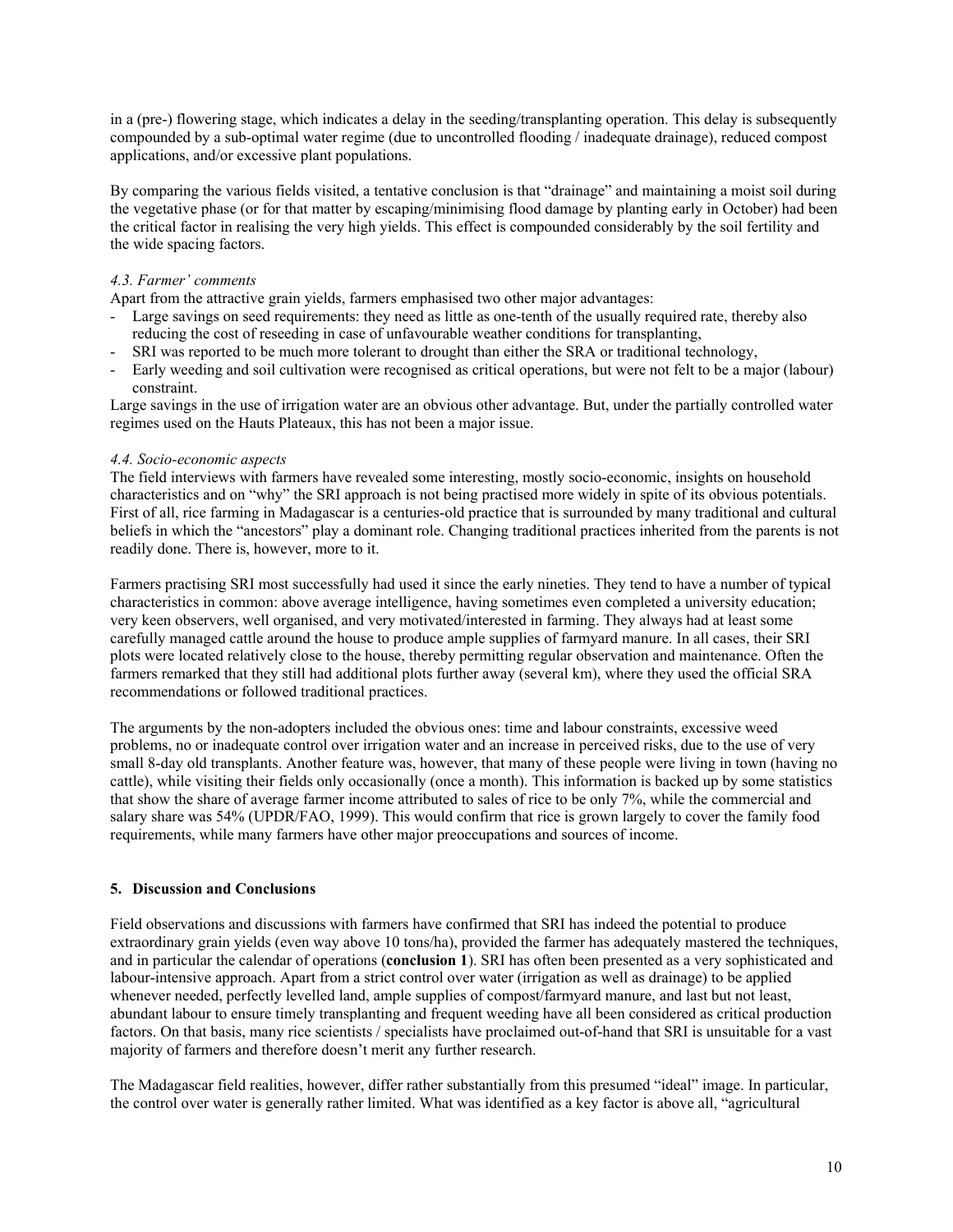in a (pre-) flowering stage, which indicates a delay in the seeding/transplanting operation. This delay is subsequently compounded by a sub-optimal water regime (due to uncontrolled flooding / inadequate drainage), reduced compost applications, and/or excessive plant populations.

By comparing the various fields visited, a tentative conclusion is that "drainage" and maintaining a moist soil during the vegetative phase (or for that matter by escaping/minimising flood damage by planting early in October) had been the critical factor in realising the very high yields. This effect is compounded considerably by the soil fertility and the wide spacing factors.

### *4.3. Farmer' comments*

Apart from the attractive grain yields, farmers emphasised two other major advantages:

- Large savings on seed requirements: they need as little as one-tenth of the usually required rate, thereby also reducing the cost of reseeding in case of unfavourable weather conditions for transplanting,
- SRI was reported to be much more tolerant to drought than either the SRA or traditional technology,
- Early weeding and soil cultivation were recognised as critical operations, but were not felt to be a major (labour) constraint.

Large savings in the use of irrigation water are an obvious other advantage. But, under the partially controlled water regimes used on the Hauts Plateaux, this has not been a major issue.

### *4.4. Socio-economic aspects*

The field interviews with farmers have revealed some interesting, mostly socio-economic, insights on household characteristics and on "why" the SRI approach is not being practised more widely in spite of its obvious potentials. First of all, rice farming in Madagascar is a centuries-old practice that is surrounded by many traditional and cultural beliefs in which the "ancestors" play a dominant role. Changing traditional practices inherited from the parents is not readily done. There is, however, more to it.

Farmers practising SRI most successfully had used it since the early nineties. They tend to have a number of typical characteristics in common: above average intelligence, having sometimes even completed a university education; very keen observers, well organised, and very motivated/interested in farming. They always had at least some carefully managed cattle around the house to produce ample supplies of farmyard manure. In all cases, their SRI plots were located relatively close to the house, thereby permitting regular observation and maintenance. Often the farmers remarked that they still had additional plots further away (several km), where they used the official SRA recommendations or followed traditional practices.

The arguments by the non-adopters included the obvious ones: time and labour constraints, excessive weed problems, no or inadequate control over irrigation water and an increase in perceived risks, due to the use of very small 8-day old transplants. Another feature was, however, that many of these people were living in town (having no cattle), while visiting their fields only occasionally (once a month). This information is backed up by some statistics that show the share of average farmer income attributed to sales of rice to be only 7%, while the commercial and salary share was 54% (UPDR/FAO, 1999). This would confirm that rice is grown largely to cover the family food requirements, while many farmers have other major preoccupations and sources of income.

## 5. Discussion and Conclusions

Field observations and discussions with farmers have confirmed that SRI has indeed the potential to produce extraordinary grain yields (even way above 10 tons/ha), provided the farmer has adequately mastered the techniques, and in particular the calendar of operations (**conclusion 1**). SRI has often been presented as a very sophisticated and labour-intensive approach. Apart from a strict control over water (irrigation as well as drainage) to be applied whenever needed, perfectly levelled land, ample supplies of compost/farmyard manure, and last but not least, abundant labour to ensure timely transplanting and frequent weeding have all been considered as critical production factors. On that basis, many rice scientists / specialists have proclaimed out-of-hand that SRI is unsuitable for a vast majority of farmers and therefore doesn't merit any further research.

The Madagascar field realities, however, differ rather substantially from this presumed "ideal" image. In particular, the control over water is generally rather limited. What was identified as a key factor is above all, "agricultural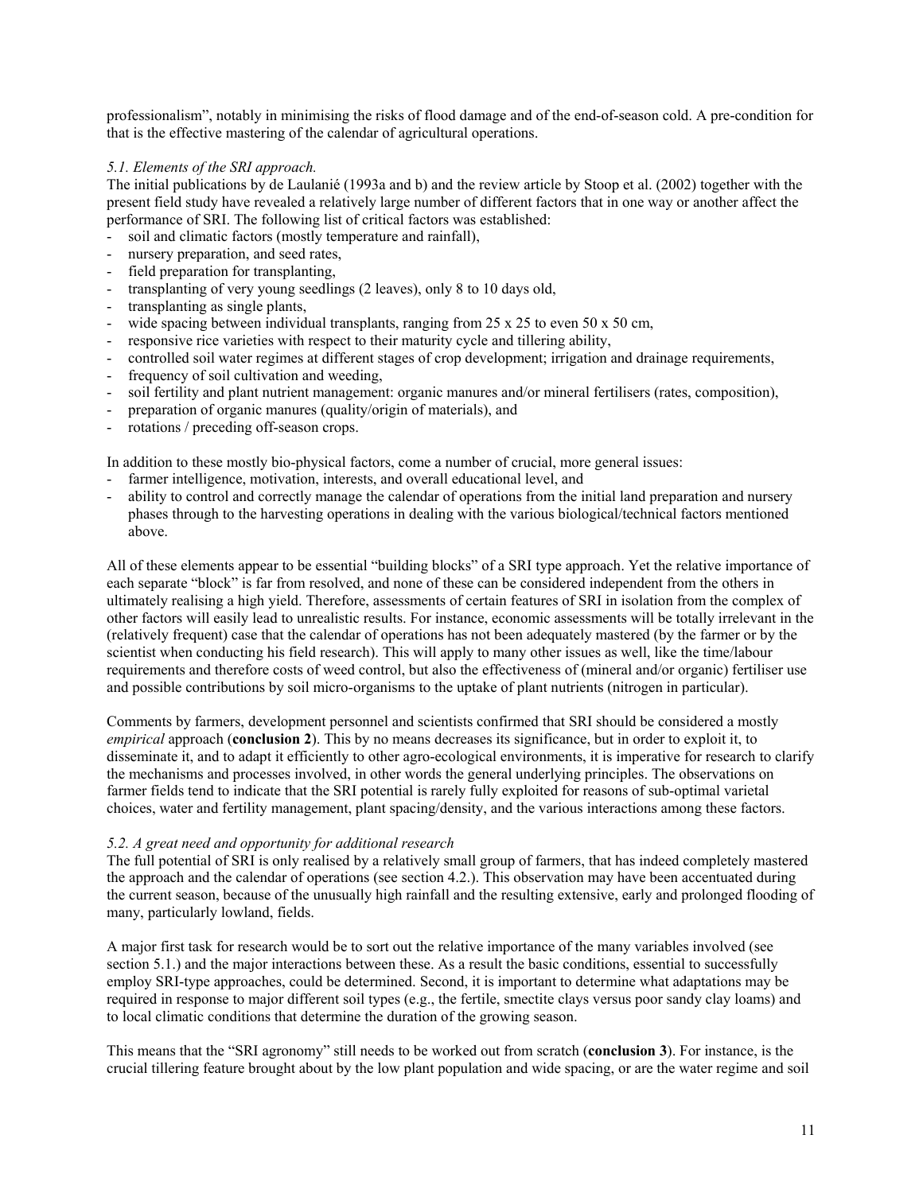professionalism", notably in minimising the risks of flood damage and of the end-of-season cold. A pre-condition for that is the effective mastering of the calendar of agricultural operations.

### *5.1. Elements of the SRI approach.*

The initial publications by de Laulanié (1993a and b) and the review article by Stoop et al. (2002) together with the present field study have revealed a relatively large number of different factors that in one way or another affect the performance of SRI. The following list of critical factors was established:

- soil and climatic factors (mostly temperature and rainfall),
- nursery preparation, and seed rates,
- field preparation for transplanting,
- transplanting of very young seedlings (2 leaves), only 8 to 10 days old,
- transplanting as single plants,
- wide spacing between individual transplants, ranging from 25 x 25 to even 50 x 50 cm,
- responsive rice varieties with respect to their maturity cycle and tillering ability,
- controlled soil water regimes at different stages of crop development; irrigation and drainage requirements,
- frequency of soil cultivation and weeding,
- soil fertility and plant nutrient management: organic manures and/or mineral fertilisers (rates, composition),
- preparation of organic manures (quality/origin of materials), and
- rotations / preceding off-season crops.

In addition to these mostly bio-physical factors, come a number of crucial, more general issues:

- farmer intelligence, motivation, interests, and overall educational level, and
- ability to control and correctly manage the calendar of operations from the initial land preparation and nursery phases through to the harvesting operations in dealing with the various biological/technical factors mentioned above.

All of these elements appear to be essential "building blocks" of a SRI type approach. Yet the relative importance of each separate "block" is far from resolved, and none of these can be considered independent from the others in ultimately realising a high yield. Therefore, assessments of certain features of SRI in isolation from the complex of other factors will easily lead to unrealistic results. For instance, economic assessments will be totally irrelevant in the (relatively frequent) case that the calendar of operations has not been adequately mastered (by the farmer or by the scientist when conducting his field research). This will apply to many other issues as well, like the time/labour requirements and therefore costs of weed control, but also the effectiveness of (mineral and/or organic) fertiliser use and possible contributions by soil micro-organisms to the uptake of plant nutrients (nitrogen in particular).

Comments by farmers, development personnel and scientists confirmed that SRI should be considered a mostly *empirical* approach (**conclusion 2**). This by no means decreases its significance, but in order to exploit it, to disseminate it, and to adapt it efficiently to other agro-ecological environments, it is imperative for research to clarify the mechanisms and processes involved, in other words the general underlying principles. The observations on farmer fields tend to indicate that the SRI potential is rarely fully exploited for reasons of sub-optimal varietal choices, water and fertility management, plant spacing/density, and the various interactions among these factors.

### *5.2. A great need and opportunity for additional research*

The full potential of SRI is only realised by a relatively small group of farmers, that has indeed completely mastered the approach and the calendar of operations (see section 4.2.). This observation may have been accentuated during the current season, because of the unusually high rainfall and the resulting extensive, early and prolonged flooding of many, particularly lowland, fields.

A major first task for research would be to sort out the relative importance of the many variables involved (see section 5.1.) and the major interactions between these. As a result the basic conditions, essential to successfully employ SRI-type approaches, could be determined. Second, it is important to determine what adaptations may be required in response to major different soil types (e.g., the fertile, smectite clays versus poor sandy clay loams) and to local climatic conditions that determine the duration of the growing season.

This means that the "SRI agronomy" still needs to be worked out from scratch (**conclusion 3**). For instance, is the crucial tillering feature brought about by the low plant population and wide spacing, or are the water regime and soil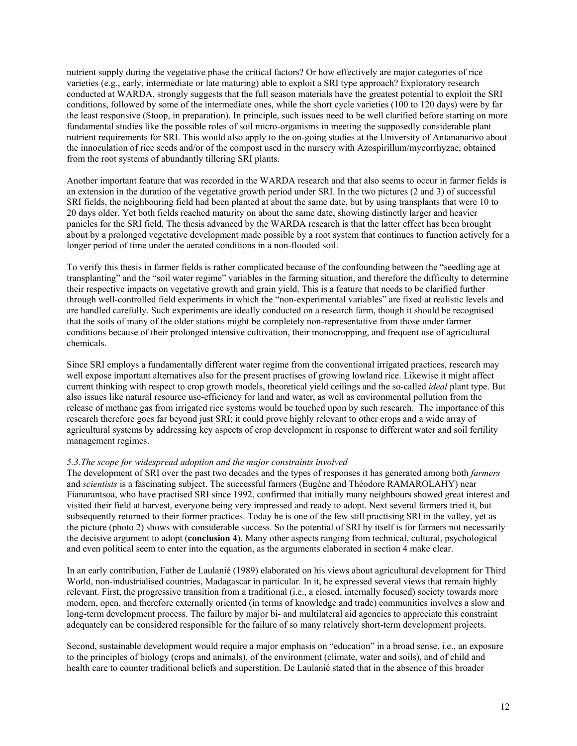nutrient supply during the vegetative phase the critical factors? Or how effectively are major categories of rice varieties (e.g., early, intermediate or late maturing) able to exploit a SRI type approach? Exploratory research conducted at WARDA, strongly suggests that the full season materials have the greatest potential to exploit the SRI conditions, followed by some of the intermediate ones, while the short cycle varieties (100 to 120 days) were by far the least responsive (Stoop, in preparation). In principle, such issues need to be well clarified before starting on more fundamental studies like the possible roles of soil micro-organisms in meeting the supposedly considerable plant nutrient requirements for SRI. This would also apply to the on-going studies at the University of Antananarivo about the innoculation of rice seeds and/or of the compost used in the nursery with Azospirillum/mycorrhyzae, obtained from the root systems of abundantly tillering SRI plants.

Another important feature that was recorded in the WARDA research and that also seems to occur in farmer fields is an extension in the duration of the vegetative growth period under SRI. In the two pictures (2 and 3) of successful SRI fields, the neighbouring field had been planted at about the same date, but by using transplants that were 10 to 20 days older. Yet both fields reached maturity on about the same date, showing distinctly larger and heavier panicles for the SRI field. The thesis advanced by the WARDA research is that the latter effect has been brought about by a prolonged vegetative development made possible by a root system that continues to function actively for a longer period of time under the aerated conditions in a non-flooded soil.

To verify this thesis in farmer fields is rather complicated because of the confounding between the "seedling age at transplanting" and the "soil water regime" variables in the farming situation, and therefore the difficulty to determine their respective impacts on vegetative growth and grain yield. This is a feature that needs to be clarified further through well-controlled field experiments in which the "non-experimental variables" are fixed at realistic levels and are handled carefully. Such experiments are ideally conducted on a research farm, though it should be recognised that the soils of many of the older stations might be completely non-representative from those under farmer conditions because of their prolonged intensive cultivation, their monocropping, and frequent use of agricultural chemicals.

Since SRI employs a fundamentally different water regime from the conventional irrigated practices, research may well expose important alternatives also for the present practises of growing lowland rice. Likewise it might affect current thinking with respect to crop growth models, theoretical yield ceilings and the so-called *ideal* plant type. But also issues like natural resource use-efficiency for land and water, as well as environmental pollution from the release of methane gas from irrigated rice systems would be touched upon by such research. The importance of this research therefore goes far beyond just SRI; it could prove highly relevant to other crops and a wide array of agricultural systems by addressing key aspects of crop development in response to different water and soil fertility management regimes.

### *5.3.The scope for widespread adoption and the major constraints involved*

The development of SRI over the past two decades and the types of responses it has generated among both *farmers* and *scientists* is a fascinating subject. The successful farmers (Eugène and Théodore RAMAROLAHY) near Fianarantsoa, who have practised SRI since 1992, confirmed that initially many neighbours showed great interest and visited their field at harvest, everyone being very impressed and ready to adopt. Next several farmers tried it, but subsequently returned to their former practices. Today he is one of the few still practising SRI in the valley, yet as the picture (photo 2) shows with considerable success. So the potential of SRI by itself is for farmers not necessarily the decisive argument to adopt (**conclusion 4**). Many other aspects ranging from technical, cultural, psychological and even political seem to enter into the equation, as the arguments elaborated in section 4 make clear.

In an early contribution, Father de Laulanié (1989) elaborated on his views about agricultural development for Third World, non-industrialised countries, Madagascar in particular. In it, he expressed several views that remain highly relevant. First, the progressive transition from a traditional (i.e., a closed, internally focused) society towards more modern, open, and therefore externally oriented (in terms of knowledge and trade) communities involves a slow and long-term development process. The failure by major bi- and multilateral aid agencies to appreciate this constraint adequately can be considered responsible for the failure of so many relatively short-term development projects.

Second, sustainable development would require a major emphasis on "education" in a broad sense, i.e., an exposure to the principles of biology (crops and animals), of the environment (climate, water and soils), and of child and health care to counter traditional beliefs and superstition. De Laulanié stated that in the absence of this broader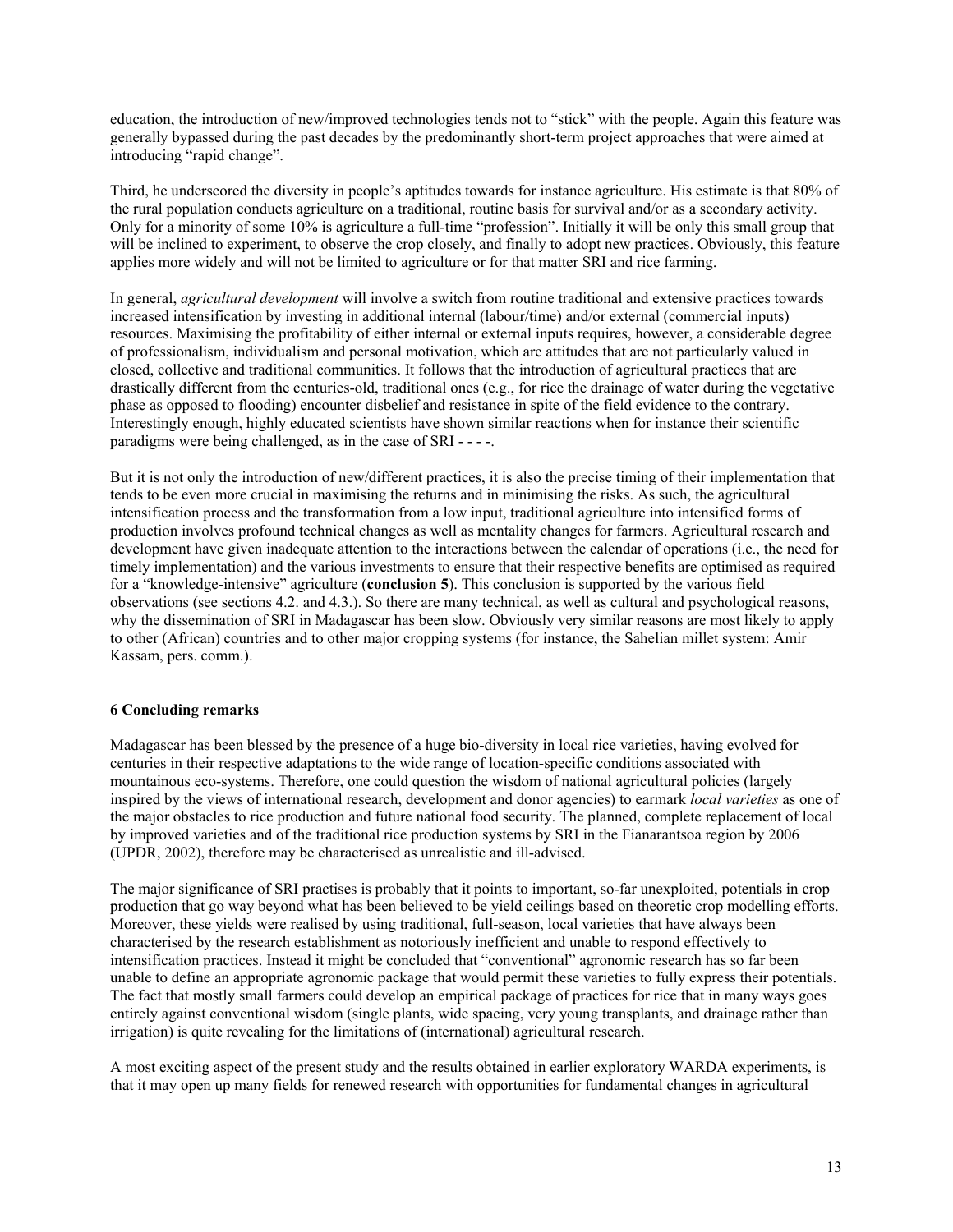education, the introduction of new/improved technologies tends not to "stick" with the people. Again this feature was generally bypassed during the past decades by the predominantly short-term project approaches that were aimed at introducing "rapid change".

Third, he underscored the diversity in people's aptitudes towards for instance agriculture. His estimate is that 80% of the rural population conducts agriculture on a traditional, routine basis for survival and/or as a secondary activity. Only for a minority of some 10% is agriculture a full-time "profession". Initially it will be only this small group that will be inclined to experiment, to observe the crop closely, and finally to adopt new practices. Obviously, this feature applies more widely and will not be limited to agriculture or for that matter SRI and rice farming.

In general, *agricultural development* will involve a switch from routine traditional and extensive practices towards increased intensification by investing in additional internal (labour/time) and/or external (commercial inputs) resources. Maximising the profitability of either internal or external inputs requires, however, a considerable degree of professionalism, individualism and personal motivation, which are attitudes that are not particularly valued in closed, collective and traditional communities. It follows that the introduction of agricultural practices that are drastically different from the centuries-old, traditional ones (e.g., for rice the drainage of water during the vegetative phase as opposed to flooding) encounter disbelief and resistance in spite of the field evidence to the contrary. Interestingly enough, highly educated scientists have shown similar reactions when for instance their scientific paradigms were being challenged, as in the case of SRI - - - -.

But it is not only the introduction of new/different practices, it is also the precise timing of their implementation that tends to be even more crucial in maximising the returns and in minimising the risks. As such, the agricultural intensification process and the transformation from a low input, traditional agriculture into intensified forms of production involves profound technical changes as well as mentality changes for farmers. Agricultural research and development have given inadequate attention to the interactions between the calendar of operations (i.e., the need for timely implementation) and the various investments to ensure that their respective benefits are optimised as required for a "knowledge-intensive" agriculture (**conclusion 5**). This conclusion is supported by the various field observations (see sections 4.2. and 4.3.). So there are many technical, as well as cultural and psychological reasons, why the dissemination of SRI in Madagascar has been slow. Obviously very similar reasons are most likely to apply to other (African) countries and to other major cropping systems (for instance, the Sahelian millet system: Amir Kassam, pers. comm.).

## 6 Concluding remarks

Madagascar has been blessed by the presence of a huge bio-diversity in local rice varieties, having evolved for centuries in their respective adaptations to the wide range of location-specific conditions associated with mountainous eco-systems. Therefore, one could question the wisdom of national agricultural policies (largely inspired by the views of international research, development and donor agencies) to earmark *local varieties* as one of the major obstacles to rice production and future national food security. The planned, complete replacement of local by improved varieties and of the traditional rice production systems by SRI in the Fianarantsoa region by 2006 (UPDR, 2002), therefore may be characterised as unrealistic and ill-advised.

The major significance of SRI practises is probably that it points to important, so-far unexploited, potentials in crop production that go way beyond what has been believed to be yield ceilings based on theoretic crop modelling efforts. Moreover, these yields were realised by using traditional, full-season, local varieties that have always been characterised by the research establishment as notoriously inefficient and unable to respond effectively to intensification practices. Instead it might be concluded that "conventional" agronomic research has so far been unable to define an appropriate agronomic package that would permit these varieties to fully express their potentials. The fact that mostly small farmers could develop an empirical package of practices for rice that in many ways goes entirely against conventional wisdom (single plants, wide spacing, very young transplants, and drainage rather than irrigation) is quite revealing for the limitations of (international) agricultural research.

A most exciting aspect of the present study and the results obtained in earlier exploratory WARDA experiments, is that it may open up many fields for renewed research with opportunities for fundamental changes in agricultural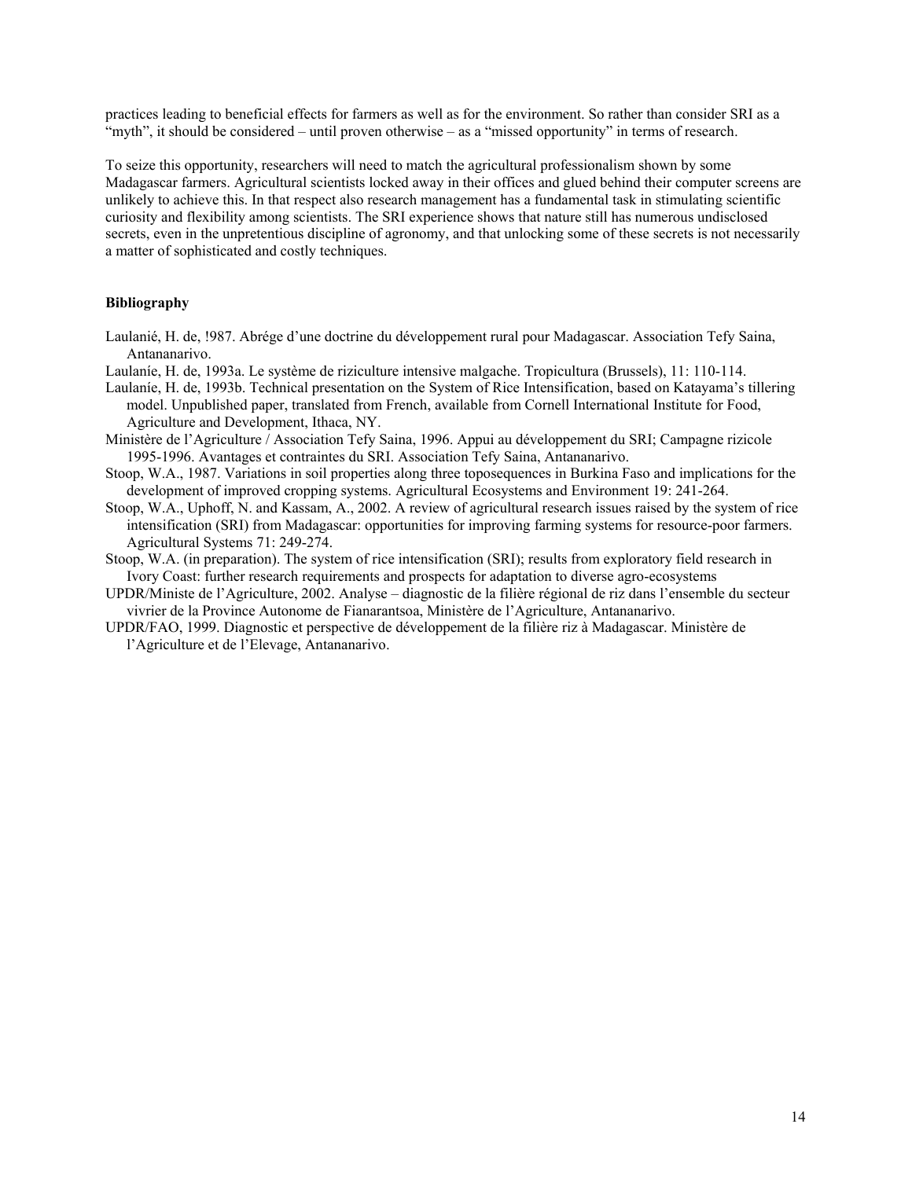practices leading to beneficial effects for farmers as well as for the environment. So rather than consider SRI as a "myth", it should be considered – until proven otherwise – as a "missed opportunity" in terms of research.

To seize this opportunity, researchers will need to match the agricultural professionalism shown by some Madagascar farmers. Agricultural scientists locked away in their offices and glued behind their computer screens are unlikely to achieve this. In that respect also research management has a fundamental task in stimulating scientific curiosity and flexibility among scientists. The SRI experience shows that nature still has numerous undisclosed secrets, even in the unpretentious discipline of agronomy, and that unlocking some of these secrets is not necessarily a matter of sophisticated and costly techniques.

**Bibliography**

Laulanié, H. de, !987. Abrége d'une doctrine du développement rural pour Madagascar. Association Tefy Saina, Antananarivo.

Laulaníe, H. de, 1993a. Le système de riziculture intensive malgache. Tropicultura (Brussels), 11: 110-114.

Laulaníe, H. de, 1993b. Technical presentation on the System of Rice Intensification, based on Katayama's tillering model. Unpublished paper, translated from French, available from Cornell International Institute for Food, Agriculture and Development, Ithaca, NY.

Ministère de l'Agriculture / Association Tefy Saina, 1996. Appui au développement du SRI; Campagne rizicole 1995-1996. Avantages et contraintes du SRI. Association Tefy Saina, Antananarivo.

Stoop, W.A., 1987. Variations in soil properties along three toposequences in Burkina Faso and implications for the development of improved cropping systems. Agricultural Ecosystems and Environment 19: 241-264.

Stoop, W.A., Uphoff, N. and Kassam, A., 2002. A review of agricultural research issues raised by the system of rice intensification (SRI) from Madagascar: opportunities for improving farming systems for resource-poor farmers. Agricultural Systems 71: 249-274.

Stoop, W.A. (in preparation). The system of rice intensification (SRI); results from exploratory field research in Ivory Coast: further research requirements and prospects for adaptation to diverse agro-ecosystems

UPDR/Ministe de l'Agriculture, 2002. Analyse – diagnostic de la filière régional de riz dans l'ensemble du secteur vivrier de la Province Autonome de Fianarantsoa, Ministère de l'Agriculture, Antananarivo.

UPDR/FAO, 1999. Diagnostic et perspective de développement de la filière riz à Madagascar. Ministère de l'Agriculture et de l'Elevage, Antananarivo.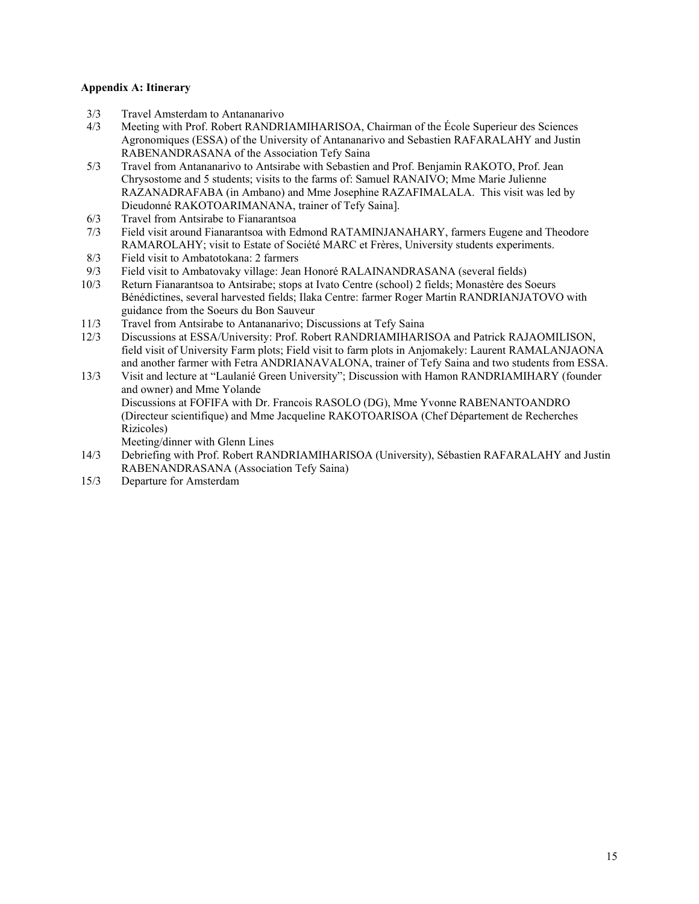**Appendix A: Itinerary**

| | |
|---|---|
| 3/3 | Travel Amsterdam to Antananarivo |
| 4/3 | Meeting with Prof. Robert RANDRIAMIHARISOA, Chairman of the École Superieur des Sciences Agronomiques (ESSA) of the University of Antananarivo and Sebastien RAFARALAHY and Justin RABENANDRASANA of the Association Tefy Saina |
| 5/3 | Travel from Antananarivo to Antsirabe with Sebastien and Prof. Benjamin RAKOTO, Prof. Jean Chrysostome and 5 students; visits to the farms of: Samuel RANAIVO; Mme Marie Julienne RAZANADRAFABA (in Ambano) and Mme Josephine RAZAFIMALALA. This visit was led by Dieudonné RAKOTOARIMANANA, trainer of Tefy Saina]. |
| 6/3 | Travel from Antsirabe to Fianarantsoa |
| 7/3 | Field visit around Fianarantsoa with Edmond RATAMINJANAHARY, farmers Eugene and Theodore RAMAROLAHY; visit to Estate of Société MARC et Frères, University students experiments. |
| 8/3 | Field visit to Ambatotokana: 2 farmers |
| 9/3 | Field visit to Ambatovaky village: Jean Honoré RALAINANDRASANA (several fields) |
| 10/3 | Return Fianarantsoa to Antsirabe; stops at Ivato Centre (school) 2 fields; Monastère des Soeurs Bénédictines, several harvested fields; Ilaka Centre: farmer Roger Martin RANDRIANJATOVO with guidance from the Soeurs du Bon Sauveur |
| 11/3 | Travel from Antsirabe to Antananarivo; Discussions at Tefy Saina |
| 12/3 | Discussions at ESSA/University: Prof. Robert RANDRIAMIHARISOA and Patrick RAJAOMILISON, field visit of University Farm plots; Field visit to farm plots in Anjomakely: Laurent RAMALANJAONA and another farmer with Fetra ANDRIANAVALONA, trainer of Tefy Saina and two students from ESSA. |
| 13/3 | Visit and lecture at "Laulanié Green University"; Discussion with Hamon RANDRIAMIHARY (founder and owner) and Mme Yolande<br>Discussions at FOFIFA with Dr. Francois RASOLO (DG), Mme Yvonne RABENANTOANDRO (Directeur scientifique) and Mme Jacqueline RAKOTOARISOA (Chef Département de Recherches Rizicoles)<br>Meeting/dinner with Glenn Lines |
| 14/3 | Debriefing with Prof. Robert RANDRIAMIHARISOA (University), Sébastien RAFARALAHY and Justin RABENANDRASANA (Association Tefy Saina) |
| 15/3 | Departure for Amsterdam |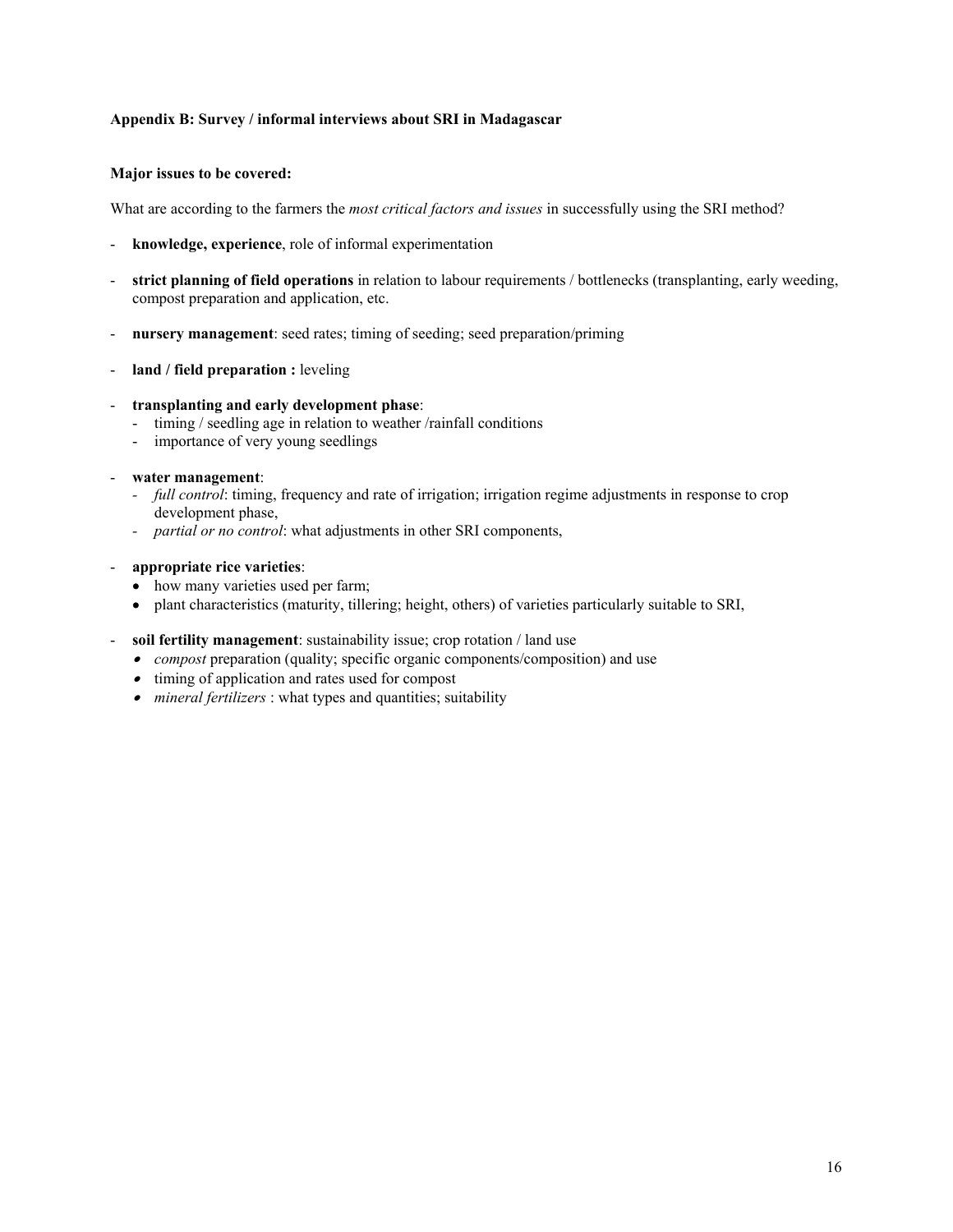**Appendix B: Survey / informal interviews about SRI in Madagascar**

**Major issues to be covered:**

What are according to the farmers the *most critical factors and issues* in successfully using the SRI method?

- **knowledge, experience**, role of informal experimentation
- **strict planning of field operations** in relation to labour requirements / bottlenecks (transplanting, early weeding, compost preparation and application, etc.
- **nursery management**: seed rates; timing of seeding; seed preparation/priming
- **land / field preparation :** leveling
- **transplanting and early development phase**:
  - timing / seedling age in relation to weather /rainfall conditions
  - importance of very young seedlings
- **water management**:
  - *full control*: timing, frequency and rate of irrigation; irrigation regime adjustments in response to crop development phase,
  - *partial or no control*: what adjustments in other SRI components,
- **appropriate rice varieties**:
  - how many varieties used per farm;
  - plant characteristics (maturity, tillering; height, others) of varieties particularly suitable to SRI,
- **soil fertility management**: sustainability issue; crop rotation / land use
  - *compost* preparation (quality; specific organic components/composition) and use
  - timing of application and rates used for compost
  - *mineral fertilizers* : what types and quantities; suitability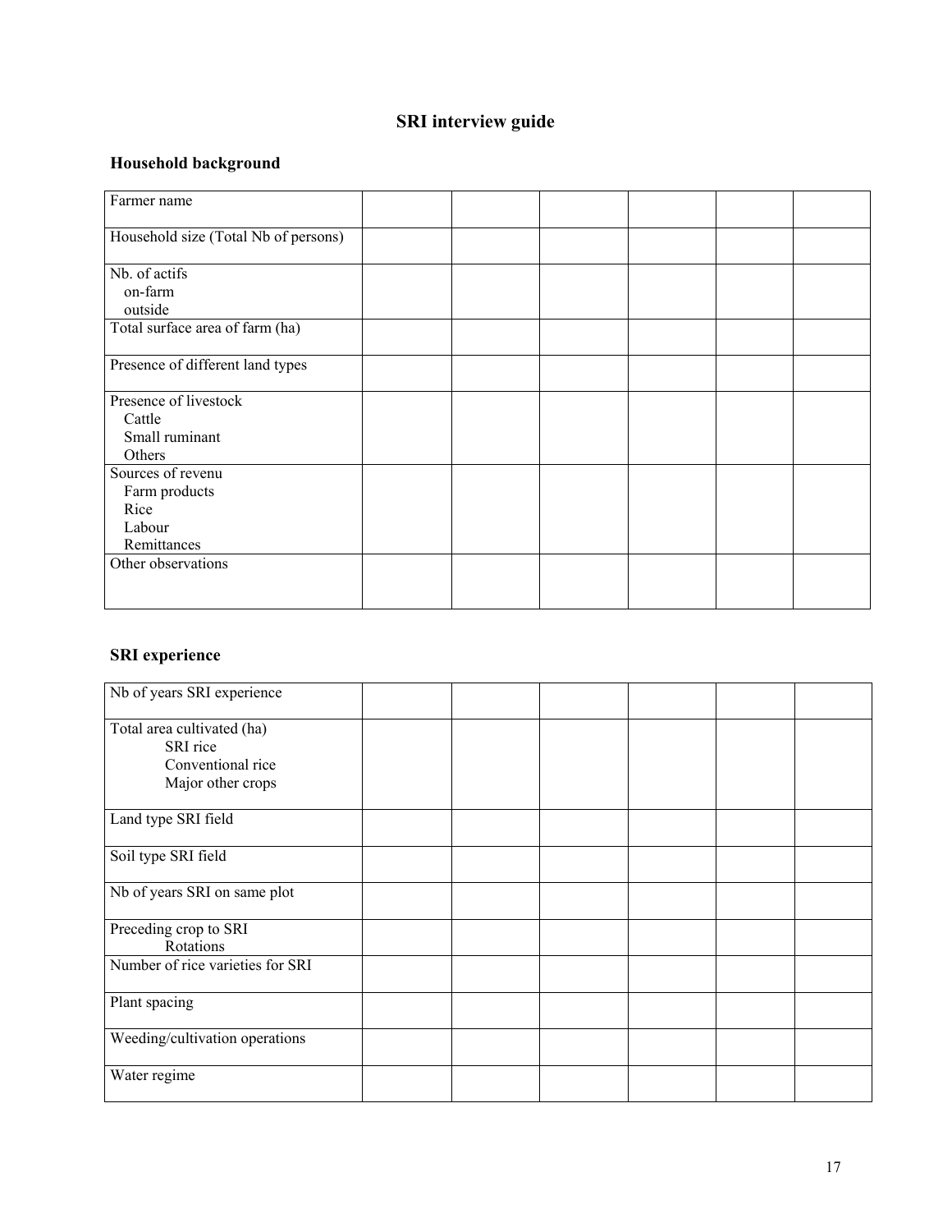# SRI interview guide

## Household background

| | | | | | | |
|---|---|---|---|---|---|---|
| Farmer name | | | | | | |
| Household size (Total Nb of persons) | | | | | | |
| Nb. of actifs<br>on-farm<br>outside | | | | | | |
| Total surface area of farm (ha) | | | | | | |
| Presence of different land types | | | | | | |
| Presence of livestock<br>Cattle<br>Small ruminant<br>Others | | | | | | |
| Sources of revenu<br>Farm products<br>Rice<br>Labour<br>Remittances | | | | | | |
| Other observations | | | | | | |

## SRI experience

| | | | | | | |
|---|---|---|---|---|---|---|
| Nb of years SRI experience | | | | | | |
| Total area cultivated (ha)<br>SRI rice<br>Conventional rice<br>Major other crops | | | | | | |
| Land type SRI field | | | | | | |
| Soil type SRI field | | | | | | |
| Nb of years SRI on same plot | | | | | | |
| Preceding crop to SRI<br>Rotations | | | | | | |
| Number of rice varieties for SRI | | | | | | |
| Plant spacing | | | | | | |
| Weeding/cultivation operations | | | | | | |
| Water regime | | | | | | |